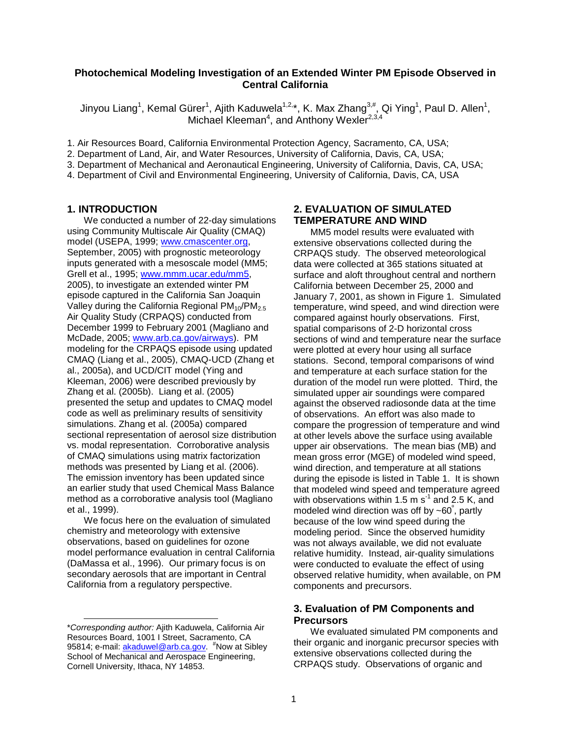# Photochemical Modeling Investigation of an Extended Winter PM Episode Observed in Central California

Jinyou Liang[1], Kemal Gürer[1], Ajith Kaduwela[1,2,*], K. Max Zhang[3,#], Qi Ying[1], Paul D. Allen[1], Michael Kleeman[4], and Anthony Wexler[2,3,4]

1. Air Resources Board, California Environmental Protection Agency, Sacramento, CA, USA;
2. Department of Land, Air, and Water Resources, University of California, Davis, CA, USA;
3. Department of Mechanical and Aeronautical Engineering, University of California, Davis, CA, USA;
4. Department of Civil and Environmental Engineering, University of California, Davis, CA, USA

## 1. INTRODUCTION

We conducted a number of 22-day simulations using Community Multiscale Air Quality (CMAQ) model (USEPA, 1999; www.cmascenter.org, September, 2005) with prognostic meteorology inputs generated with a mesoscale model (MM5; Grell et al., 1995; www.mmm.ucar.edu/mm5, 2005), to investigate an extended winter PM episode captured in the California San Joaquin Valley during the California Regional $PM_{10}/PM_{2.5}$ Air Quality Study (CRPAQS) conducted from December 1999 to February 2001 (Magliano and McDade, 2005; www.arb.ca.gov/airways). PM modeling for the CRPAQS episode using updated CMAQ (Liang et al., 2005), CMAQ-UCD (Zhang et al., 2005a), and UCD/CIT model (Ying and Kleeman, 2006) were described previously by Zhang et al. (2005b). Liang et al. (2005) presented the setup and updates to CMAQ model code as well as preliminary results of sensitivity simulations. Zhang et al. (2005a) compared sectional representation of aerosol size distribution vs. modal representation. Corroborative analysis of CMAQ simulations using matrix factorization methods was presented by Liang et al. (2006). The emission inventory has been updated since an earlier study that used Chemical Mass Balance method as a corroborative analysis tool (Magliano et al., 1999).

We focus here on the evaluation of simulated chemistry and meteorology with extensive observations, based on guidelines for ozone model performance evaluation in central California (DaMassa et al., 1996). Our primary focus is on secondary aerosols that are important in Central California from a regulatory perspective.

\**Corresponding author:* Ajith Kaduwela, California Air Resources Board, 1001 I Street, Sacramento, CA 95814; e-mail: akaduwel@arb.ca.gov. #Now at Sibley School of Mechanical and Aerospace Engineering, Cornell University, Ithaca, NY 14853.

## 2. EVALUATION OF SIMULATED TEMPERATURE AND WIND

MM5 model results were evaluated with extensive observations collected during the CRPAQS study. The observed meteorological data were collected at 365 stations situated at surface and aloft throughout central and northern California between December 25, 2000 and January 7, 2001, as shown in Figure 1. Simulated temperature, wind speed, and wind direction were compared against hourly observations. First, spatial comparisons of 2-D horizontal cross sections of wind and temperature near the surface were plotted at every hour using all surface stations. Second, temporal comparisons of wind and temperature at each surface station for the duration of the model run were plotted. Third, the simulated upper air soundings were compared against the observed radiosonde data at the time of observations. An effort was also made to compare the progression of temperature and wind at other levels above the surface using available upper air observations. The mean bias (MB) and mean gross error (MGE) of modeled wind speed, wind direction, and temperature at all stations during the episode is listed in Table 1. It is shown that modeled wind speed and temperature agreed with observations within 1.5 m $s^{-1}$ and 2.5 K, and modeled wind direction was off by ~60°, partly because of the low wind speed during the modeling period. Since the observed humidity was not always available, we did not evaluate relative humidity. Instead, air-quality simulations were conducted to evaluate the effect of using observed relative humidity, when available, on PM components and precursors.

## 3. Evaluation of PM Components and Precursors

We evaluated simulated PM components and their organic and inorganic precursor species with extensive observations collected during the CRPAQS study. Observations of organic and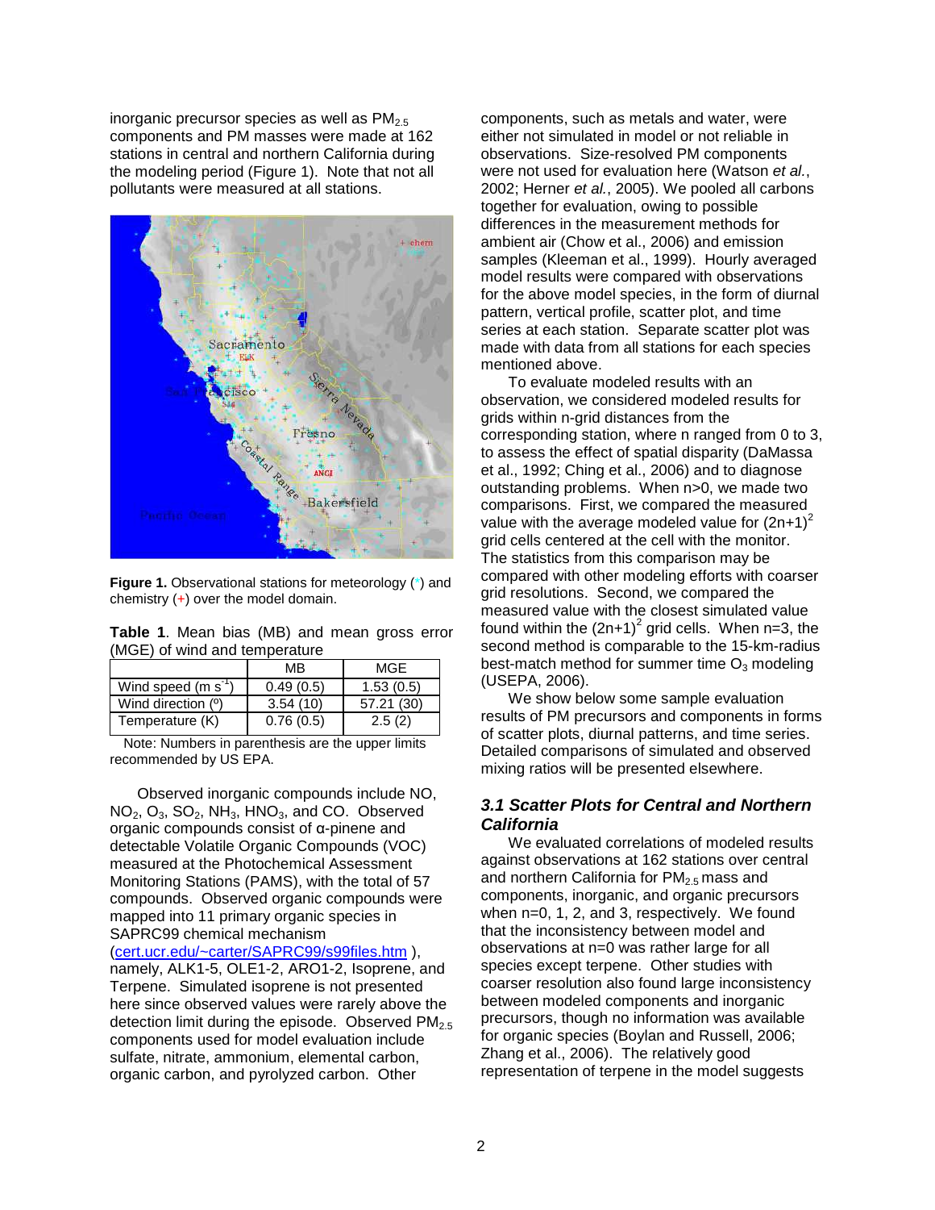inorganic precursor species as well as $PM_{2.5}$ components and PM masses were made at 162 stations in central and northern California during the modeling period (Figure 1). Note that not all pollutants were measured at all stations.

**Figure 1.** Observational stations for meteorology (*) and chemistry (+) over the model domain.

**Table 1**. Mean bias (MB) and mean gross error (MGE) of wind and temperature

| | MB | MGE |
|---|---|---|
| Wind speed (m $s^{-1}$) | 0.49 (0.5) | 1.53 (0.5) |
| Wind direction (°) | 3.54 (10) | 57.21 (30) |
| Temperature (K) | 0.76 (0.5) | 2.5 (2) |

Note: Numbers in parenthesis are the upper limits recommended by US EPA.

Observed inorganic compounds include NO, $NO_2$, $O_3$, $SO_2$, $NH_3$, $HNO_3$, and CO. Observed organic compounds consist of α-pinene and detectable Volatile Organic Compounds (VOC) measured at the Photochemical Assessment Monitoring Stations (PAMS), with the total of 57 compounds. Observed organic compounds were mapped into 11 primary organic species in SAPRC99 chemical mechanism (cert.ucr.edu/~carter/SAPRC99/s99files.htm ), namely, ALK1-5, OLE1-2, ARO1-2, Isoprene, and Terpene. Simulated isoprene is not presented here since observed values were rarely above the detection limit during the episode. Observed $PM_{2.5}$ components used for model evaluation include sulfate, nitrate, ammonium, elemental carbon, organic carbon, and pyrolyzed carbon. Other components, such as metals and water, were either not simulated in model or not reliable in observations. Size-resolved PM components were not used for evaluation here (Watson *et al.*, 2002; Herner *et al.*, 2005). We pooled all carbons together for evaluation, owing to possible differences in the measurement methods for ambient air (Chow et al., 2006) and emission samples (Kleeman et al., 1999). Hourly averaged model results were compared with observations for the above model species, in the form of diurnal pattern, vertical profile, scatter plot, and time series at each station. Separate scatter plot was made with data from all stations for each species mentioned above.

To evaluate modeled results with an observation, we considered modeled results for grids within n-grid distances from the corresponding station, where n ranged from 0 to 3, to assess the effect of spatial disparity (DaMassa et al., 1992; Ching et al., 2006) and to diagnose outstanding problems. When n>0, we made two comparisons. First, we compared the measured value with the average modeled value for $(2n+1)^2$ grid cells centered at the cell with the monitor. The statistics from this comparison may be compared with other modeling efforts with coarser grid resolutions. Second, we compared the measured value with the closest simulated value found within the $(2n+1)^2$ grid cells. When n=3, the second method is comparable to the 15-km-radius best-match method for summer time $O_3$ modeling (USEPA, 2006).

We show below some sample evaluation results of PM precursors and components in forms of scatter plots, diurnal patterns, and time series. Detailed comparisons of simulated and observed mixing ratios will be presented elsewhere.

### *3.1 Scatter Plots for Central and Northern California*

We evaluated correlations of modeled results against observations at 162 stations over central and northern California for $PM_{2.5}$ mass and components, inorganic, and organic precursors when n=0, 1, 2, and 3, respectively. We found that the inconsistency between model and observations at n=0 was rather large for all species except terpene. Other studies with coarser resolution also found large inconsistency between modeled components and inorganic precursors, though no information was available for organic species (Boylan and Russell, 2006; Zhang et al., 2006). The relatively good representation of terpene in the model suggests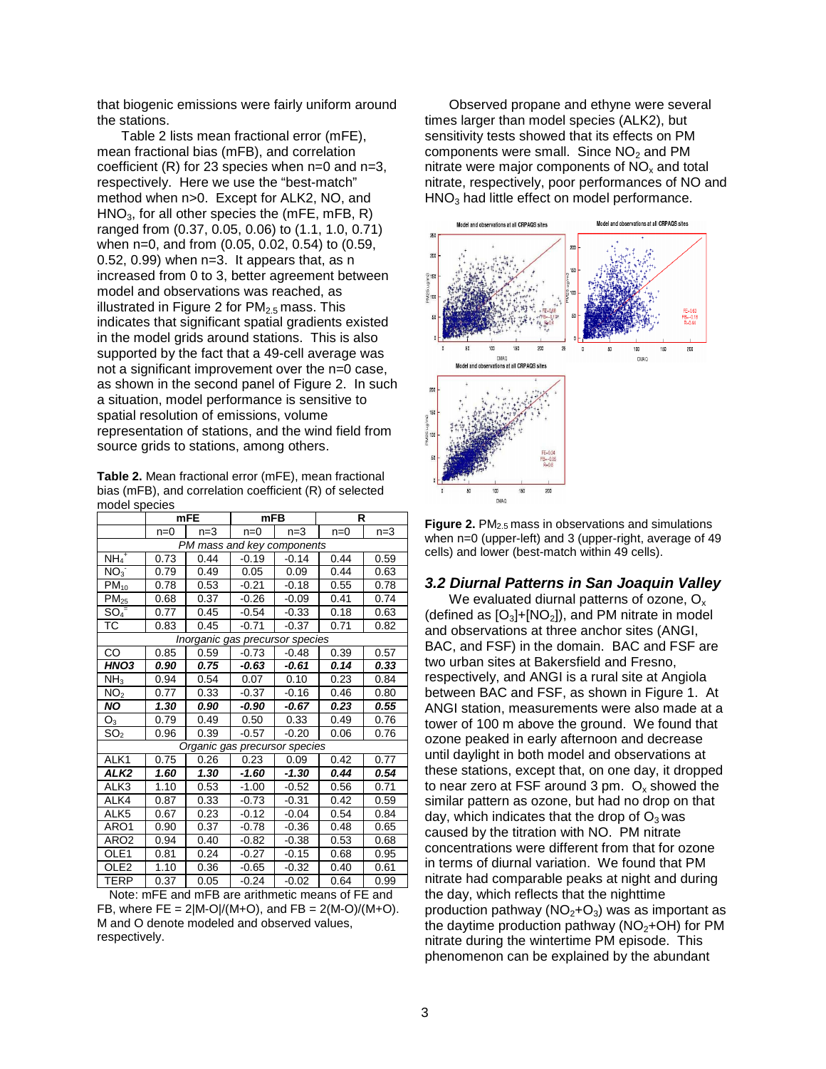that biogenic emissions were fairly uniform around the stations.

Table 2 lists mean fractional error (mFE), mean fractional bias (mFB), and correlation coefficient (R) for 23 species when n=0 and n=3, respectively. Here we use the "best-match" method when n>0. Except for ALK2, NO, and $HNO_3$, for all other species the (mFE, mFB, R) ranged from (0.37, 0.05, 0.06) to (1.1, 1.0, 0.71) when n=0, and from (0.05, 0.02, 0.54) to (0.59, 0.52, 0.99) when n=3. It appears that, as n increased from 0 to 3, better agreement between model and observations was reached, as illustrated in Figure 2 for $PM_{2.5}$ mass. This indicates that significant spatial gradients existed in the model grids around stations. This is also supported by the fact that a 49-cell average was not a significant improvement over the n=0 case, as shown in the second panel of Figure 2. In such a situation, model performance is sensitive to spatial resolution of emissions, volume representation of stations, and the wind field from source grids to stations, among others.

**Table 2.** Mean fractional error (mFE), mean fractional bias (mFB), and correlation coefficient (R) of selected model species

| | mFE | | mFB | | R | |
|---|---|---|---|---|---|---|
| | n=0 | n=3 | n=0 | n=3 | n=0 | n=3 |
| *PM mass and key components* | | | | | | |
| $NH_4^+$ | 0.73 | 0.44 | -0.19 | -0.14 | 0.44 | 0.59 |
| $NO_3^-$ | 0.79 | 0.49 | 0.05 | 0.09 | 0.44 | 0.63 |
| $PM_{10}$ | 0.78 | 0.53 | -0.21 | -0.18 | 0.55 | 0.78 |
| $PM_{25}$ | 0.68 | 0.37 | -0.26 | -0.09 | 0.41 | 0.74 |
| $SO_4^=$ | 0.77 | 0.45 | -0.54 | -0.33 | 0.18 | 0.63 |
| TC | 0.83 | 0.45 | -0.71 | -0.37 | 0.71 | 0.82 |
| *Inorganic gas precursor species* | | | | | | |
| CO | 0.85 | 0.59 | -0.73 | -0.48 | 0.39 | 0.57 |
| ***HNO3*** | ***0.90*** | ***0.75*** | ***-0.63*** | ***-0.61*** | ***0.14*** | ***0.33*** |
| $NH_3$ | 0.94 | 0.54 | 0.07 | 0.10 | 0.23 | 0.84 |
| $NO_2$ | 0.77 | 0.33 | -0.37 | -0.16 | 0.46 | 0.80 |
| ***NO*** | ***1.30*** | ***0.90*** | ***-0.90*** | ***-0.67*** | ***0.23*** | ***0.55*** |
| $O_3$ | 0.79 | 0.49 | 0.50 | 0.33 | 0.49 | 0.76 |
| $SO_2$ | 0.96 | 0.39 | -0.57 | -0.20 | 0.06 | 0.76 |
| *Organic gas precursor species* | | | | | | |
| ALK1 | 0.75 | 0.26 | 0.23 | 0.09 | 0.42 | 0.77 |
| ***ALK2*** | ***1.60*** | ***1.30*** | ***-1.60*** | ***-1.30*** | ***0.44*** | ***0.54*** |
| ALK3 | 1.10 | 0.53 | -1.00 | -0.52 | 0.56 | 0.71 |
| ALK4 | 0.87 | 0.33 | -0.73 | -0.31 | 0.42 | 0.59 |
| ALK5 | 0.67 | 0.23 | -0.12 | -0.04 | 0.54 | 0.84 |
| ARO1 | 0.90 | 0.37 | -0.78 | -0.36 | 0.48 | 0.65 |
| ARO2 | 0.94 | 0.40 | -0.82 | -0.38 | 0.53 | 0.68 |
| OLE1 | 0.81 | 0.24 | -0.27 | -0.15 | 0.68 | 0.95 |
| OLE2 | 1.10 | 0.36 | -0.65 | -0.32 | 0.40 | 0.61 |
| TERP | 0.37 | 0.05 | -0.24 | -0.02 | 0.64 | 0.99 |

Note: mFE and mFB are arithmetic means of FE and FB, where $FE = 2|M-O|/(M+O)$, and $FB = 2(M-O)/(M+O)$. M and O denote modeled and observed values, respectively.

Observed propane and ethyne were several times larger than model species (ALK2), but sensitivity tests showed that its effects on PM components were small. Since $NO_2$ and PM nitrate were major components of $NO_x$ and total nitrate, respectively, poor performances of NO and $HNO_3$ had little effect on model performance.

**Figure 2.** $PM_{2.5}$ mass in observations and simulations when n=0 (upper-left) and 3 (upper-right, average of 49 cells) and lower (best-match within 49 cells).

### 3.2 Diurnal Patterns in San Joaquin Valley

We evaluated diurnal patterns of ozone, $O_x$ (defined as $[O_3]+[NO_2]$), and PM nitrate in model and observations at three anchor sites (ANGI, BAC, and FSF) in the domain. BAC and FSF are two urban sites at Bakersfield and Fresno, respectively, and ANGI is a rural site at Angiola between BAC and FSF, as shown in Figure 1. At ANGI station, measurements were also made at a tower of 100 m above the ground. We found that ozone peaked in early afternoon and decrease until daylight in both model and observations at these stations, except that, on one day, it dropped to near zero at FSF around 3 pm. $O_x$ showed the similar pattern as ozone, but had no drop on that day, which indicates that the drop of $O_3$ was caused by the titration with NO. PM nitrate concentrations were different from that for ozone in terms of diurnal variation. We found that PM nitrate had comparable peaks at night and during the day, which reflects that the nighttime production pathway ($NO_2$+$O_3$) was as important as the daytime production pathway ($NO_2$+OH) for PM nitrate during the wintertime PM episode. This phenomenon can be explained by the abundant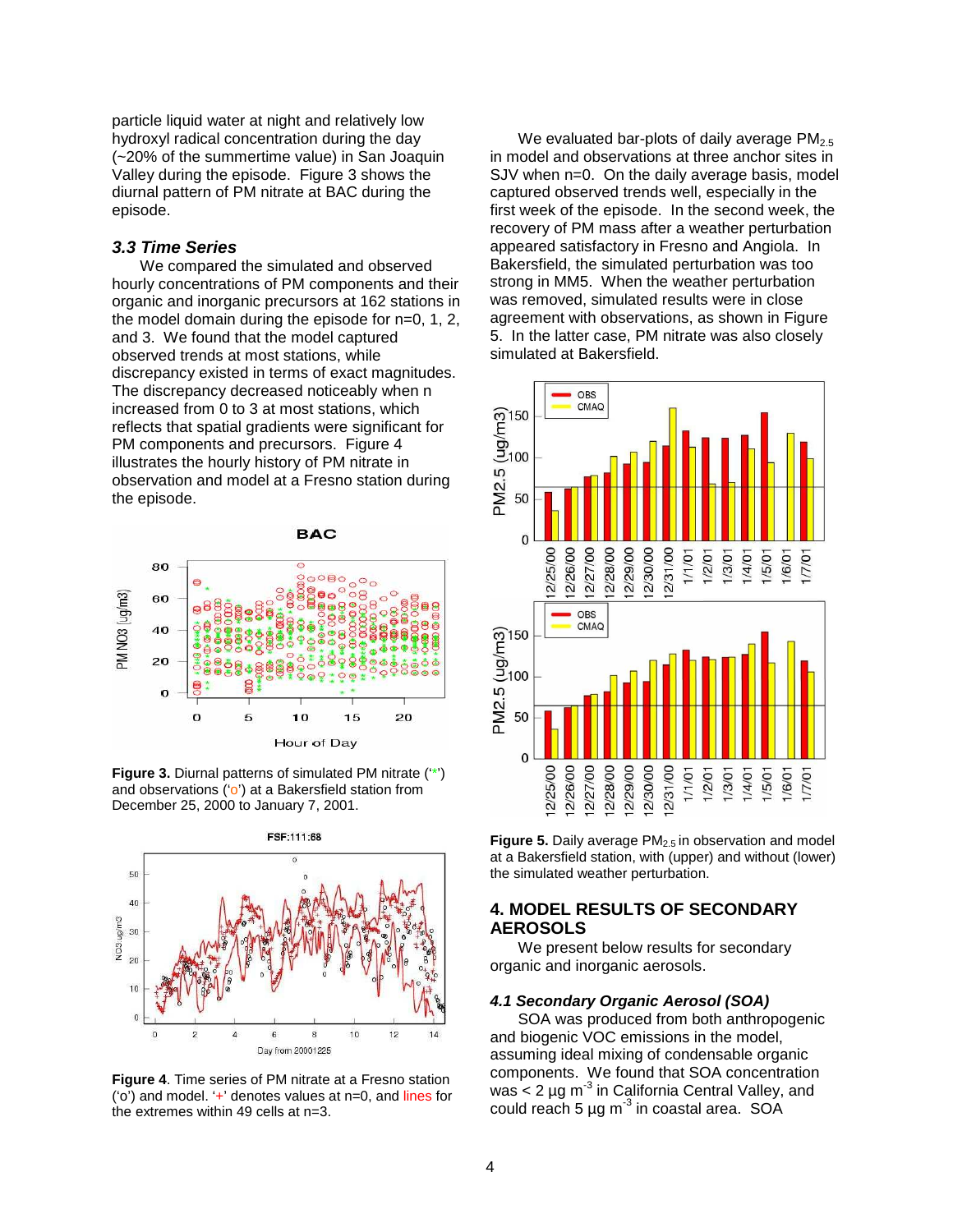particle liquid water at night and relatively low hydroxyl radical concentration during the day (~20% of the summertime value) in San Joaquin Valley during the episode. Figure 3 shows the diurnal pattern of PM nitrate at BAC during the episode.

### *3.3 Time Series*

We compared the simulated and observed hourly concentrations of PM components and their organic and inorganic precursors at 162 stations in the model domain during the episode for n=0, 1, 2, and 3. We found that the model captured observed trends at most stations, while discrepancy existed in terms of exact magnitudes. The discrepancy decreased noticeably when n increased from 0 to 3 at most stations, which reflects that spatial gradients were significant for PM components and precursors. Figure 4 illustrates the hourly history of PM nitrate in observation and model at a Fresno station during the episode.

**Figure 3.** Diurnal patterns of simulated PM nitrate ('*') and observations ('o') at a Bakersfield station from December 25, 2000 to January 7, 2001.

**Figure 4**. Time series of PM nitrate at a Fresno station ('o') and model. '+' denotes values at n=0, and lines for the extremes within 49 cells at n=3.

We evaluated bar-plots of daily average $PM_{2.5}$ in model and observations at three anchor sites in SJV when n=0. On the daily average basis, model captured observed trends well, especially in the first week of the episode. In the second week, the recovery of PM mass after a weather perturbation appeared satisfactory in Fresno and Angiola. In Bakersfield, the simulated perturbation was too strong in MM5. When the weather perturbation was removed, simulated results were in close agreement with observations, as shown in Figure 5. In the latter case, PM nitrate was also closely simulated at Bakersfield.

**Figure 5.** Daily average $PM_{2.5}$ in observation and model at a Bakersfield station, with (upper) and without (lower) the simulated weather perturbation.

## 4. MODEL RESULTS OF SECONDARY AEROSOLS

We present below results for secondary organic and inorganic aerosols.

### *4.1 Secondary Organic Aerosol (SOA)*

SOA was produced from both anthropogenic and biogenic VOC emissions in the model, assuming ideal mixing of condensable organic components. We found that SOA concentration was < 2 μg $m^{-3}$ in California Central Valley, and could reach 5 μg $m^{-3}$ in coastal area. SOA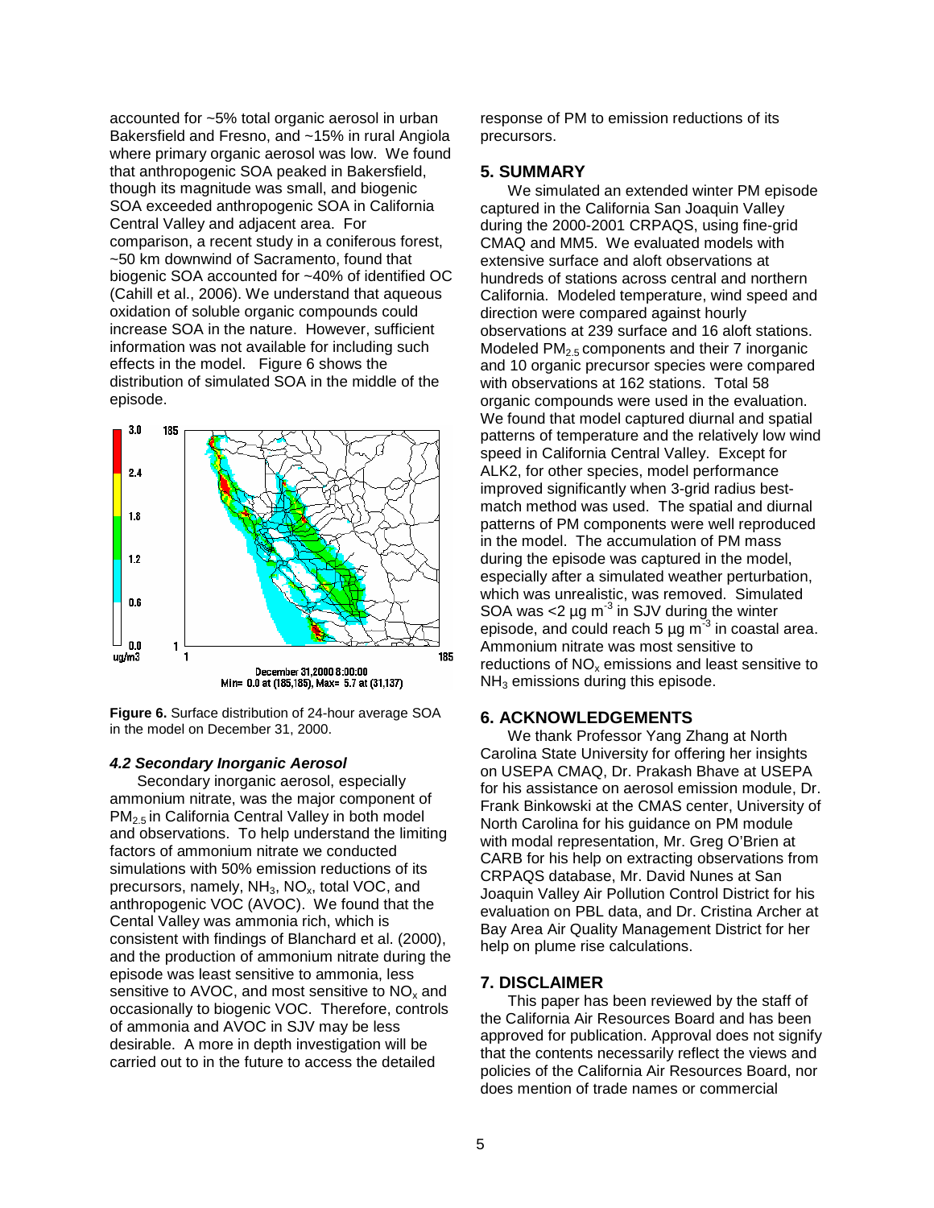accounted for ~5% total organic aerosol in urban Bakersfield and Fresno, and ~15% in rural Angiola where primary organic aerosol was low. We found that anthropogenic SOA peaked in Bakersfield, though its magnitude was small, and biogenic SOA exceeded anthropogenic SOA in California Central Valley and adjacent area. For comparison, a recent study in a coniferous forest, ~50 km downwind of Sacramento, found that biogenic SOA accounted for ~40% of identified OC (Cahill et al., 2006). We understand that aqueous oxidation of soluble organic compounds could increase SOA in the nature. However, sufficient information was not available for including such effects in the model. Figure 6 shows the distribution of simulated SOA in the middle of the episode.

**Figure 6.** Surface distribution of 24-hour average SOA in the model on December 31, 2000.

#### *4.2 Secondary Inorganic Aerosol*

Secondary inorganic aerosol, especially ammonium nitrate, was the major component of $PM_{2.5}$ in California Central Valley in both model and observations. To help understand the limiting factors of ammonium nitrate we conducted simulations with 50% emission reductions of its precursors, namely, $NH_3$, $NO_x$, total VOC, and anthropogenic VOC (AVOC). We found that the Cental Valley was ammonia rich, which is consistent with findings of Blanchard et al. (2000), and the production of ammonium nitrate during the episode was least sensitive to ammonia, less sensitive to AVOC, and most sensitive to $NO_x$ and occasionally to biogenic VOC. Therefore, controls of ammonia and AVOC in SJV may be less desirable. A more in depth investigation will be carried out to in the future to access the detailed response of PM to emission reductions of its precursors.

## 5. SUMMARY

We simulated an extended winter PM episode captured in the California San Joaquin Valley during the 2000-2001 CRPAQS, using fine-grid CMAQ and MM5. We evaluated models with extensive surface and aloft observations at hundreds of stations across central and northern California. Modeled temperature, wind speed and direction were compared against hourly observations at 239 surface and 16 aloft stations. Modeled $PM_{2.5}$ components and their 7 inorganic and 10 organic precursor species were compared with observations at 162 stations. Total 58 organic compounds were used in the evaluation. We found that model captured diurnal and spatial patterns of temperature and the relatively low wind speed in California Central Valley. Except for ALK2, for other species, model performance improved significantly when 3-grid radius best-match method was used. The spatial and diurnal patterns of PM components were well reproduced in the model. The accumulation of PM mass during the episode was captured in the model, especially after a simulated weather perturbation, which was unrealistic, was removed. Simulated SOA was $<2$ µg $m^{-3}$ in SJV during the winter episode, and could reach 5 µg $m^{-3}$ in coastal area. Ammonium nitrate was most sensitive to reductions of $NO_x$ emissions and least sensitive to $NH_3$ emissions during this episode.

## 6. ACKNOWLEDGEMENTS

We thank Professor Yang Zhang at North Carolina State University for offering her insights on USEPA CMAQ, Dr. Prakash Bhave at USEPA for his assistance on aerosol emission module, Dr. Frank Binkowski at the CMAS center, University of North Carolina for his guidance on PM module with modal representation, Mr. Greg O'Brien at CARB for his help on extracting observations from CRPAQS database, Mr. David Nunes at San Joaquin Valley Air Pollution Control District for his evaluation on PBL data, and Dr. Cristina Archer at Bay Area Air Quality Management District for her help on plume rise calculations.

## 7. DISCLAIMER

This paper has been reviewed by the staff of the California Air Resources Board and has been approved for publication. Approval does not signify that the contents necessarily reflect the views and policies of the California Air Resources Board, nor does mention of trade names or commercial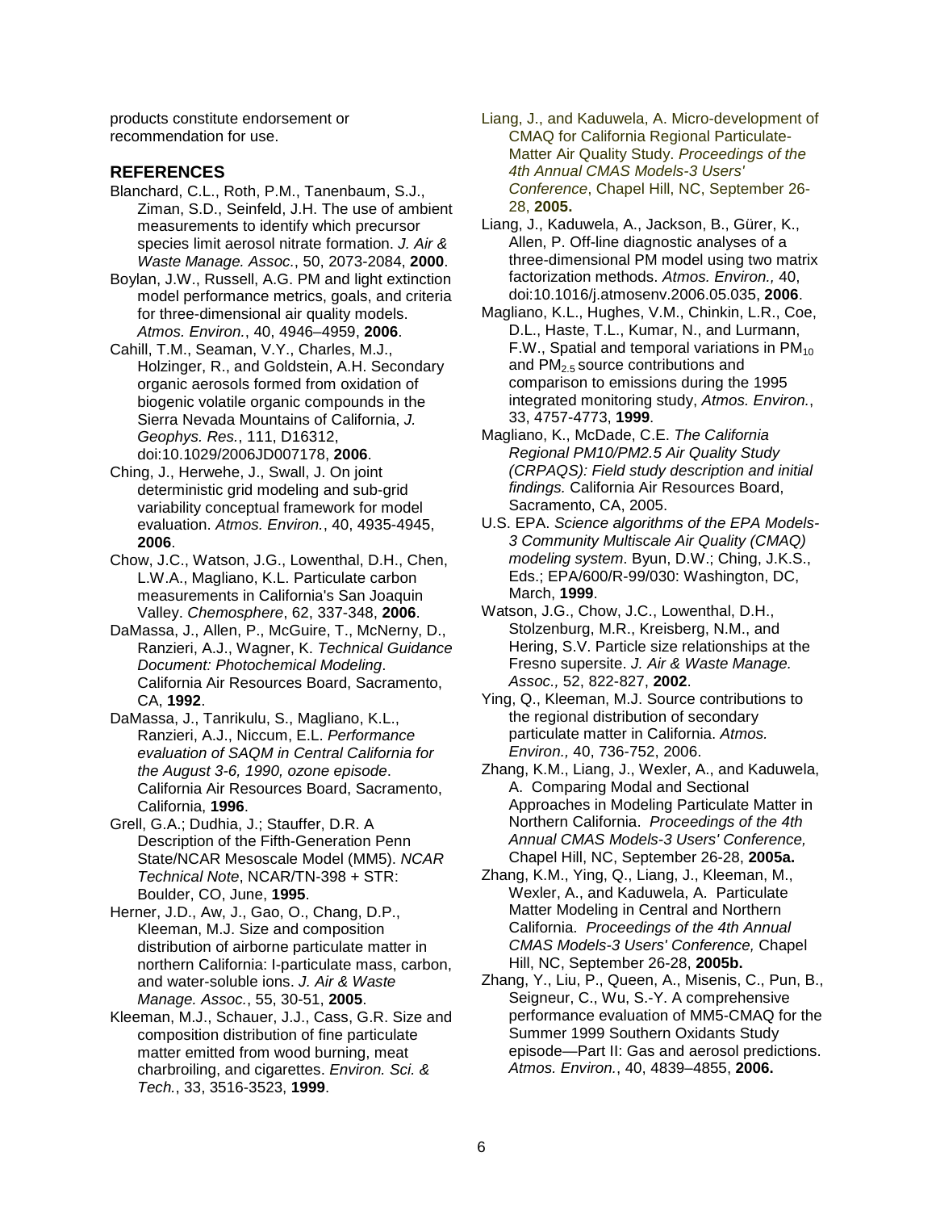products constitute endorsement or recommendation for use.

## REFERENCES

Blanchard, C.L., Roth, P.M., Tanenbaum, S.J., Ziman, S.D., Seinfeld, J.H. The use of ambient measurements to identify which precursor species limit aerosol nitrate formation. *J. Air & Waste Manage. Assoc.*, 50, 2073-2084, **2000**.

Boylan, J.W., Russell, A.G. PM and light extinction model performance metrics, goals, and criteria for three-dimensional air quality models. *Atmos. Environ.*, 40, 4946–4959, **2006**.

Cahill, T.M., Seaman, V.Y., Charles, M.J., Holzinger, R., and Goldstein, A.H. Secondary organic aerosols formed from oxidation of biogenic volatile organic compounds in the Sierra Nevada Mountains of California, *J. Geophys. Res.*, 111, D16312, doi:10.1029/2006JD007178, **2006**.

Ching, J., Herwehe, J., Swall, J. On joint deterministic grid modeling and sub-grid variability conceptual framework for model evaluation. *Atmos. Environ.*, 40, 4935-4945, **2006**.

Chow, J.C., Watson, J.G., Lowenthal, D.H., Chen, L.W.A., Magliano, K.L. Particulate carbon measurements in California's San Joaquin Valley. *Chemosphere*, 62, 337-348, **2006**.

DaMassa, J., Allen, P., McGuire, T., McNerny, D., Ranzieri, A.J., Wagner, K. *Technical Guidance Document: Photochemical Modeling*. California Air Resources Board, Sacramento, CA, **1992**.

DaMassa, J., Tanrikulu, S., Magliano, K.L., Ranzieri, A.J., Niccum, E.L. *Performance evaluation of SAQM in Central California for the August 3-6, 1990, ozone episode*. California Air Resources Board, Sacramento, California, **1996**.

Grell, G.A.; Dudhia, J.; Stauffer, D.R. A Description of the Fifth-Generation Penn State/NCAR Mesoscale Model (MM5). *NCAR Technical Note*, NCAR/TN-398 + STR: Boulder, CO, June, **1995**.

Herner, J.D., Aw, J., Gao, O., Chang, D.P., Kleeman, M.J. Size and composition distribution of airborne particulate matter in northern California: I-particulate mass, carbon, and water-soluble ions. *J. Air & Waste Manage. Assoc.*, 55, 30-51, **2005**.

Kleeman, M.J., Schauer, J.J., Cass, G.R. Size and composition distribution of fine particulate matter emitted from wood burning, meat charbroiling, and cigarettes. *Environ. Sci. & Tech.*, 33, 3516-3523, **1999**.

Liang, J., and Kaduwela, A. Micro-development of CMAQ for California Regional Particulate-Matter Air Quality Study. *Proceedings of the 4th Annual CMAS Models-3 Users' Conference*, Chapel Hill, NC, September 26-28, **2005.**

Liang, J., Kaduwela, A., Jackson, B., Gürer, K., Allen, P. Off-line diagnostic analyses of a three-dimensional PM model using two matrix factorization methods. *Atmos. Environ.,* 40, doi:10.1016/j.atmosenv.2006.05.035, **2006**.

Magliano, K.L., Hughes, V.M., Chinkin, L.R., Coe, D.L., Haste, T.L., Kumar, N., and Lurmann, F.W., Spatial and temporal variations in $PM_{10}$ and $PM_{2.5}$ source contributions and comparison to emissions during the 1995 integrated monitoring study, *Atmos. Environ.*, 33, 4757-4773, **1999**.

Magliano, K., McDade, C.E. *The California Regional PM10/PM2.5 Air Quality Study (CRPAQS): Field study description and initial findings.* California Air Resources Board, Sacramento, CA, 2005.

U.S. EPA. *Science algorithms of the EPA Models-3 Community Multiscale Air Quality (CMAQ) modeling system*. Byun, D.W.; Ching, J.K.S., Eds.; EPA/600/R-99/030: Washington, DC, March, **1999**.

Watson, J.G., Chow, J.C., Lowenthal, D.H., Stolzenburg, M.R., Kreisberg, N.M., and Hering, S.V. Particle size relationships at the Fresno supersite. *J. Air & Waste Manage. Assoc.,* 52, 822-827, **2002**.

Ying, Q., Kleeman, M.J. Source contributions to the regional distribution of secondary particulate matter in California. *Atmos. Environ.,* 40, 736-752, 2006.

Zhang, K.M., Liang, J., Wexler, A., and Kaduwela, A. Comparing Modal and Sectional Approaches in Modeling Particulate Matter in Northern California. *Proceedings of the 4th Annual CMAS Models-3 Users' Conference,* Chapel Hill, NC, September 26-28, **2005a.**

Zhang, K.M., Ying, Q., Liang, J., Kleeman, M., Wexler, A., and Kaduwela, A. Particulate Matter Modeling in Central and Northern California. *Proceedings of the 4th Annual CMAS Models-3 Users' Conference,* Chapel Hill, NC, September 26-28, **2005b.**

Zhang, Y., Liu, P., Queen, A., Misenis, C., Pun, B., Seigneur, C., Wu, S.-Y. A comprehensive performance evaluation of MM5-CMAQ for the Summer 1999 Southern Oxidants Study episode—Part II: Gas and aerosol predictions. *Atmos. Environ.*, 40, 4839–4855, **2006.**